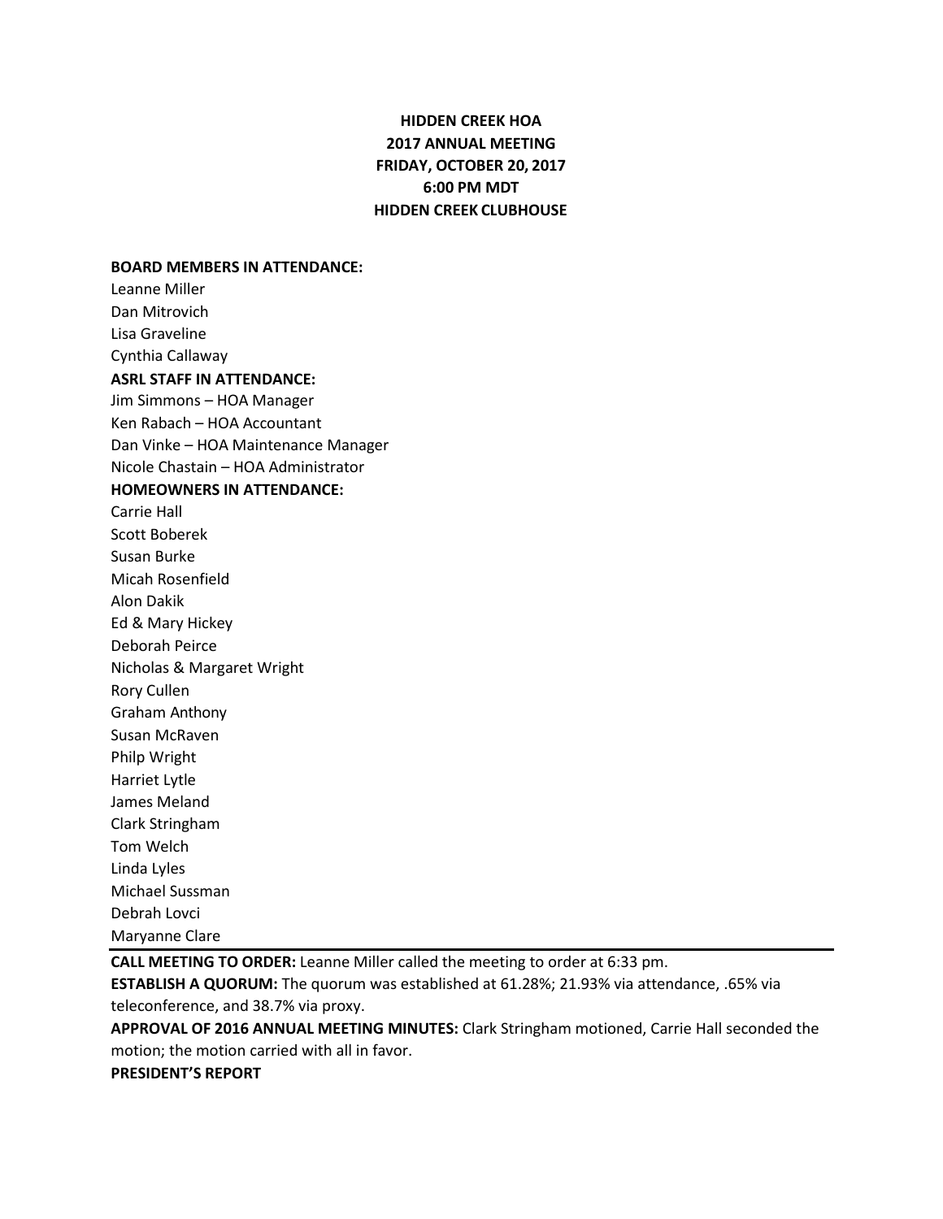**HIDDEN CREEK HOA**
**2017 ANNUAL MEETING**
**FRIDAY, OCTOBER 20, 2017**
**6:00 PM MDT**
**HIDDEN CREEK CLUBHOUSE**

**BOARD MEMBERS IN ATTENDANCE:**
Leanne Miller
Dan Mitrovich
Lisa Graveline
Cynthia Callaway

**ASRL STAFF IN ATTENDANCE:**
Jim Simmons – HOA Manager
Ken Rabach – HOA Accountant
Dan Vinke – HOA Maintenance Manager
Nicole Chastain – HOA Administrator

**HOMEOWNERS IN ATTENDANCE:**
Carrie Hall
Scott Boberek
Susan Burke
Micah Rosenfield
Alon Dakik
Ed & Mary Hickey
Deborah Peirce
Nicholas & Margaret Wright
Rory Cullen
Graham Anthony
Susan McRaven
Philp Wright
Harriet Lytle
James Meland
Clark Stringham
Tom Welch
Linda Lyles
Michael Sussman
Debrah Lovci
Maryanne Clare

---

**CALL MEETING TO ORDER:** Leanne Miller called the meeting to order at 6:33 pm.

**ESTABLISH A QUORUM:** The quorum was established at 61.28%; 21.93% via attendance, .65% via teleconference, and 38.7% via proxy.

**APPROVAL OF 2016 ANNUAL MEETING MINUTES:** Clark Stringham motioned, Carrie Hall seconded the motion; the motion carried with all in favor.

**PRESIDENT'S REPORT**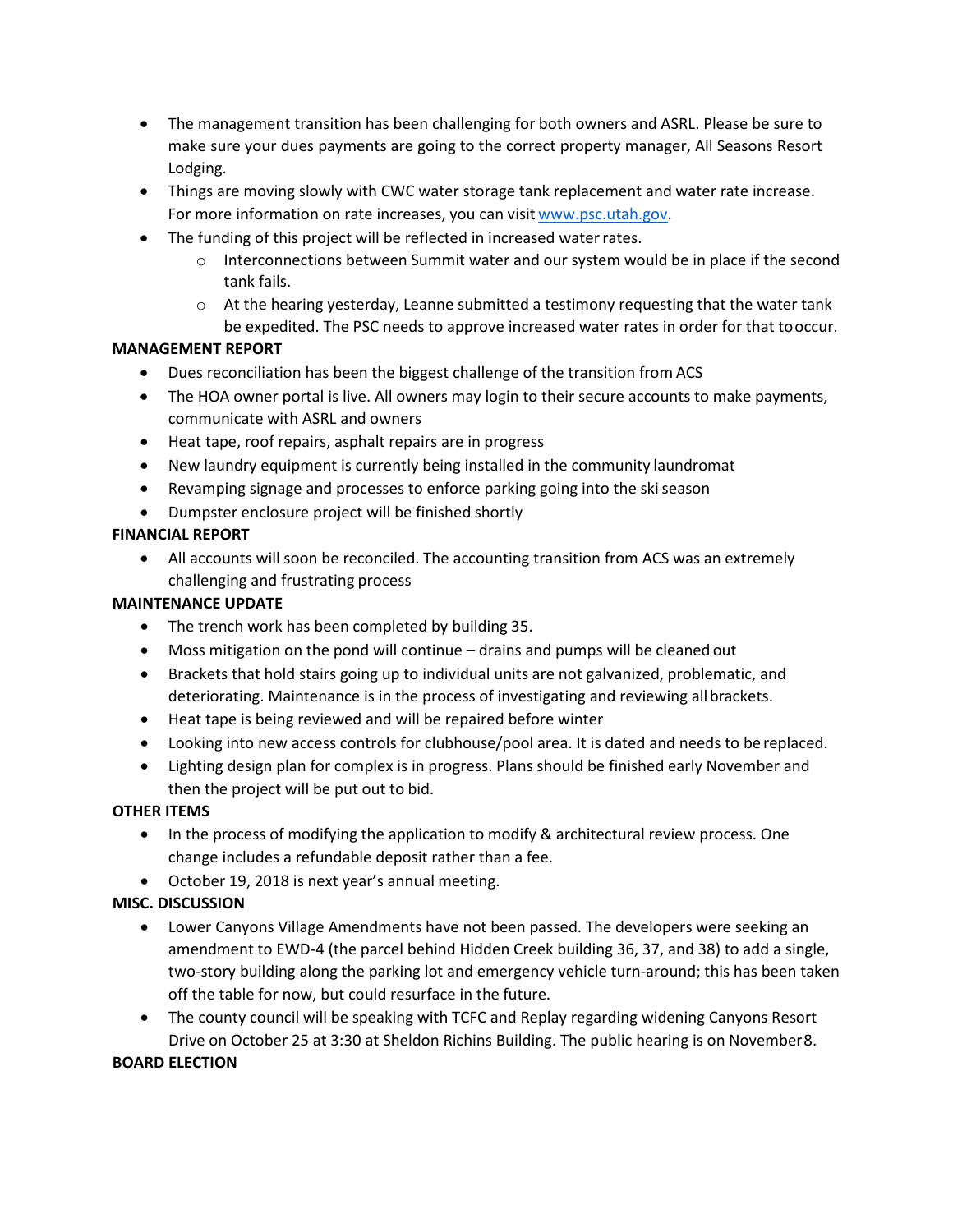- The management transition has been challenging for both owners and ASRL. Please be sure to make sure your dues payments are going to the correct property manager, All Seasons Resort Lodging.
- Things are moving slowly with CWC water storage tank replacement and water rate increase. For more information on rate increases, you can visit [www.psc.utah.gov](www.psc.utah.gov).
- The funding of this project will be reflected in increased water rates.
    - Interconnections between Summit water and our system would be in place if the second tank fails.
    - At the hearing yesterday, Leanne submitted a testimony requesting that the water tank be expedited. The PSC needs to approve increased water rates in order for that to occur.

**MANAGEMENT REPORT**

- Dues reconciliation has been the biggest challenge of the transition from ACS
- The HOA owner portal is live. All owners may login to their secure accounts to make payments, communicate with ASRL and owners
- Heat tape, roof repairs, asphalt repairs are in progress
- New laundry equipment is currently being installed in the community laundromat
- Revamping signage and processes to enforce parking going into the ski season
- Dumpster enclosure project will be finished shortly

**FINANCIAL REPORT**

- All accounts will soon be reconciled. The accounting transition from ACS was an extremely challenging and frustrating process

**MAINTENANCE UPDATE**

- The trench work has been completed by building 35.
- Moss mitigation on the pond will continue – drains and pumps will be cleaned out
- Brackets that hold stairs going up to individual units are not galvanized, problematic, and deteriorating. Maintenance is in the process of investigating and reviewing all brackets.
- Heat tape is being reviewed and will be repaired before winter
- Looking into new access controls for clubhouse/pool area. It is dated and needs to be replaced.
- Lighting design plan for complex is in progress. Plans should be finished early November and then the project will be put out to bid.

**OTHER ITEMS**

- In the process of modifying the application to modify & architectural review process. One change includes a refundable deposit rather than a fee.
- October 19, 2018 is next year's annual meeting.

**MISC. DISCUSSION**

- Lower Canyons Village Amendments have not been passed. The developers were seeking an amendment to EWD-4 (the parcel behind Hidden Creek building 36, 37, and 38) to add a single, two-story building along the parking lot and emergency vehicle turn-around; this has been taken off the table for now, but could resurface in the future.
- The county council will be speaking with TCFC and Replay regarding widening Canyons Resort Drive on October 25 at 3:30 at Sheldon Richins Building. The public hearing is on November 8.

**BOARD ELECTION**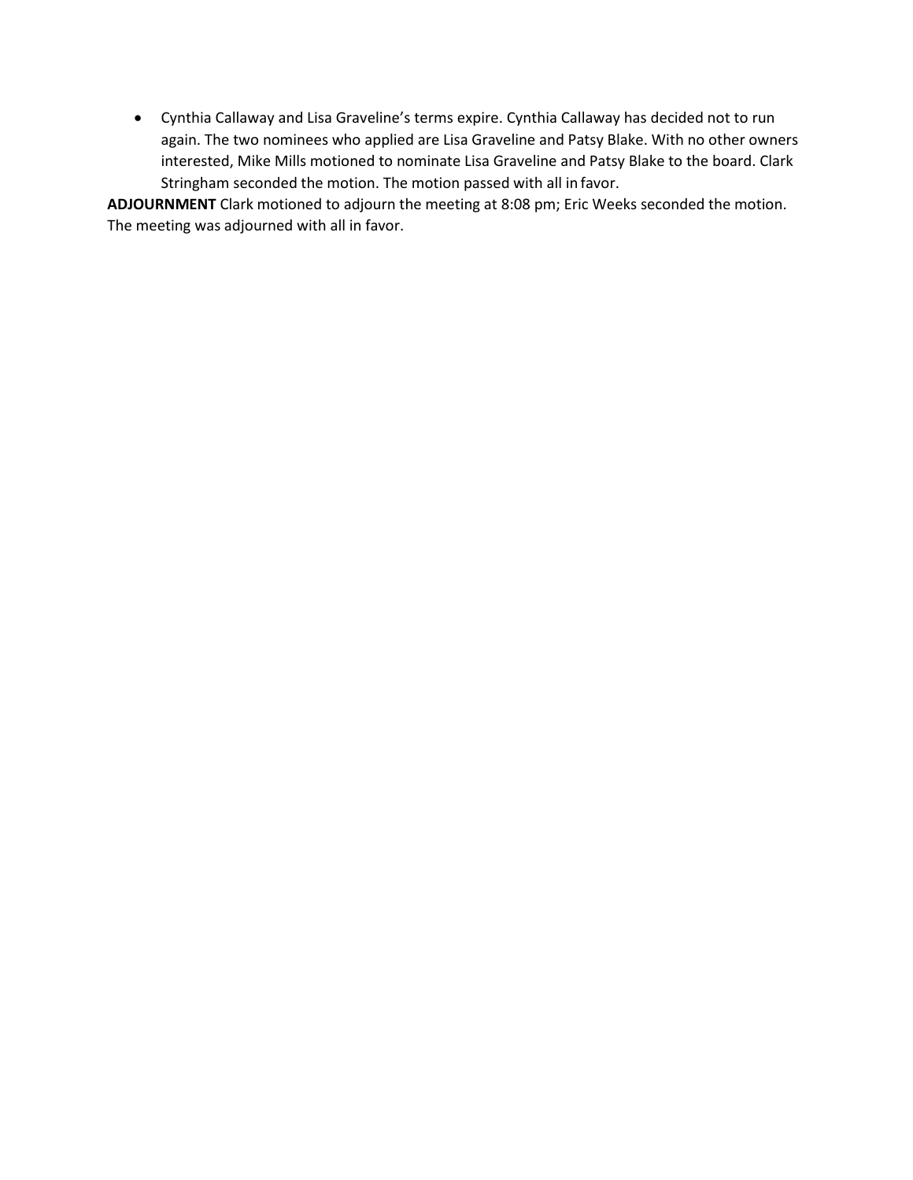- Cynthia Callaway and Lisa Graveline's terms expire. Cynthia Callaway has decided not to run again. The two nominees who applied are Lisa Graveline and Patsy Blake. With no other owners interested, Mike Mills motioned to nominate Lisa Graveline and Patsy Blake to the board. Clark Stringham seconded the motion. The motion passed with all in favor.

**ADJOURNMENT** Clark motioned to adjourn the meeting at 8:08 pm; Eric Weeks seconded the motion. The meeting was adjourned with all in favor.